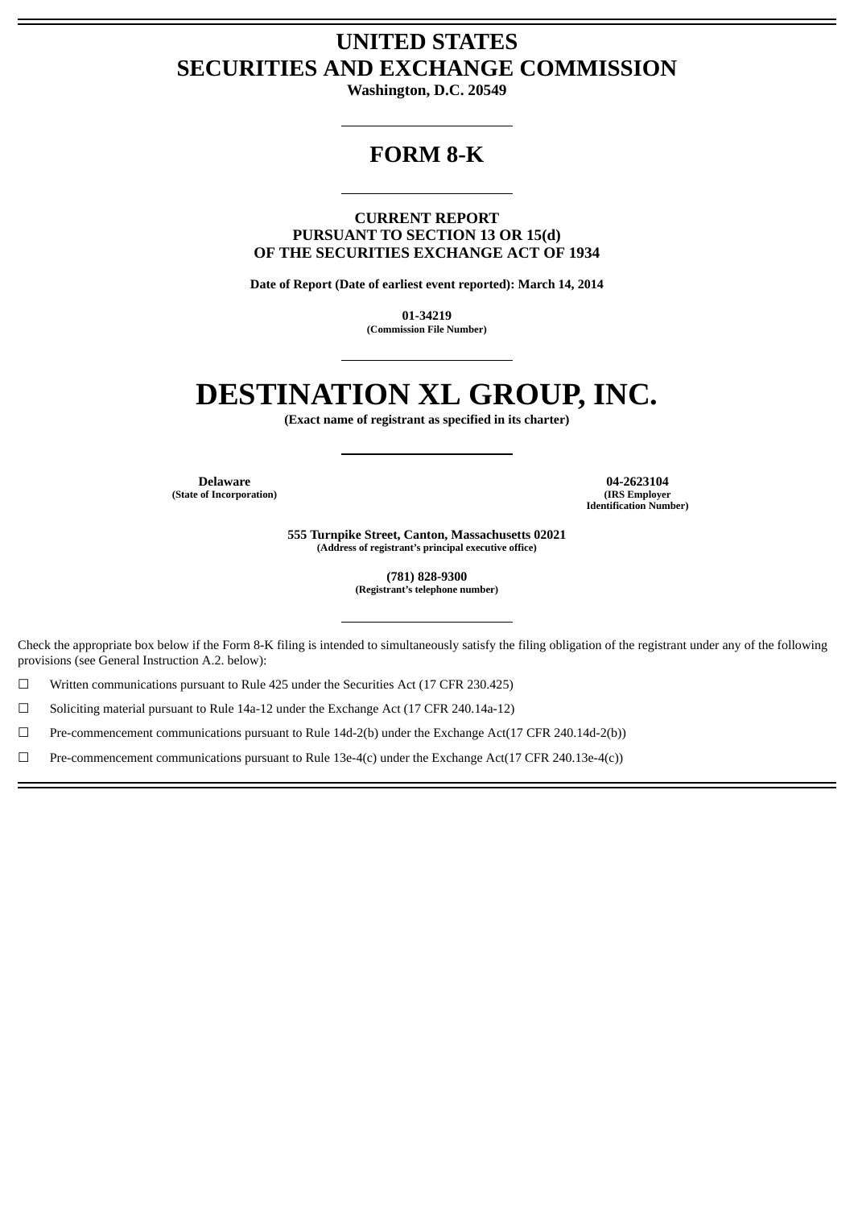# UNITED STATES
# SECURITIES AND EXCHANGE COMMISSION

**Washington, D.C. 20549**

## FORM 8-K

**CURRENT REPORT**
**PURSUANT TO SECTION 13 OR 15(d)**
**OF THE SECURITIES EXCHANGE ACT OF 1934**

**Date of Report (Date of earliest event reported): March 14, 2014**

**01-34219**
**(Commission File Number)**

# DESTINATION XL GROUP, INC.

**(Exact name of registrant as specified in its charter)**

| **Delaware** | **04-2623104** |
|---|---|
| **(State of Incorporation)** | **(IRS Employer Identification Number)** |

**555 Turnpike Street, Canton, Massachusetts 02021**
**(Address of registrant's principal executive office)**

**(781) 828-9300**
**(Registrant's telephone number)**

Check the appropriate box below if the Form 8-K filing is intended to simultaneously satisfy the filing obligation of the registrant under any of the following provisions (see General Instruction A.2. below):

☐ Written communications pursuant to Rule 425 under the Securities Act (17 CFR 230.425)

☐ Soliciting material pursuant to Rule 14a-12 under the Exchange Act (17 CFR 240.14a-12)

☐ Pre-commencement communications pursuant to Rule 14d-2(b) under the Exchange Act(17 CFR 240.14d-2(b))

☐ Pre-commencement communications pursuant to Rule 13e-4(c) under the Exchange Act(17 CFR 240.13e-4(c))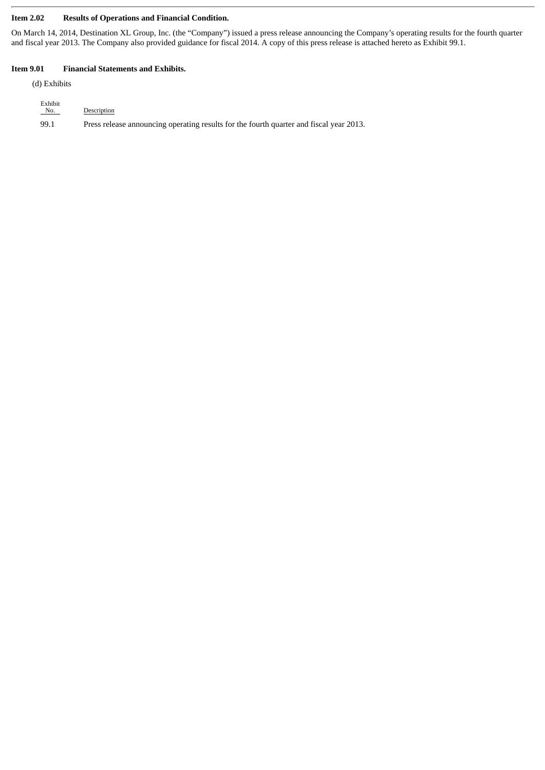**Item 2.02 Results of Operations and Financial Condition.**

On March 14, 2014, Destination XL Group, Inc. (the "Company") issued a press release announcing the Company's operating results for the fourth quarter and fiscal year 2013. The Company also provided guidance for fiscal 2014. A copy of this press release is attached hereto as Exhibit 99.1.

**Item 9.01 Financial Statements and Exhibits.**

(d) Exhibits

| Exhibit No. | Description |
| --- | --- |
| 99.1 | Press release announcing operating results for the fourth quarter and fiscal year 2013. |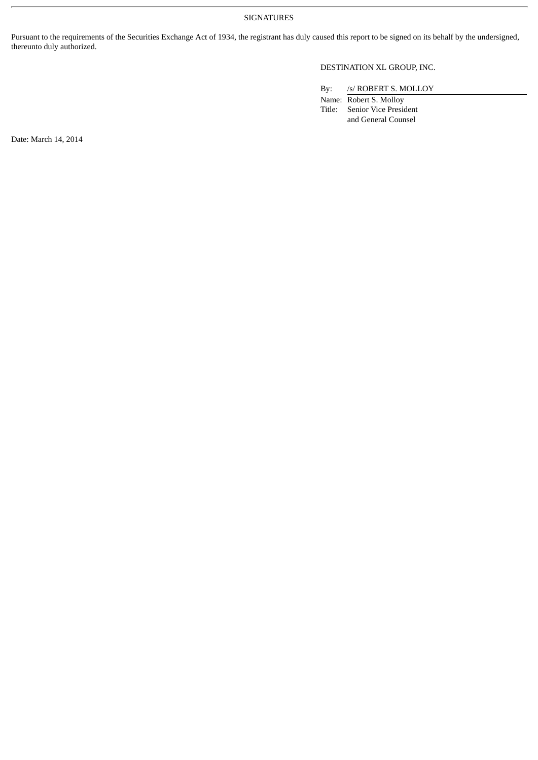SIGNATURES

Pursuant to the requirements of the Securities Exchange Act of 1934, the registrant has duly caused this report to be signed on its behalf by the undersigned, thereunto duly authorized.

DESTINATION XL GROUP, INC.

By: /s/ ROBERT S. MOLLOY

Name: Robert S. Molloy

Title: Senior Vice President and General Counsel

Date: March 14, 2014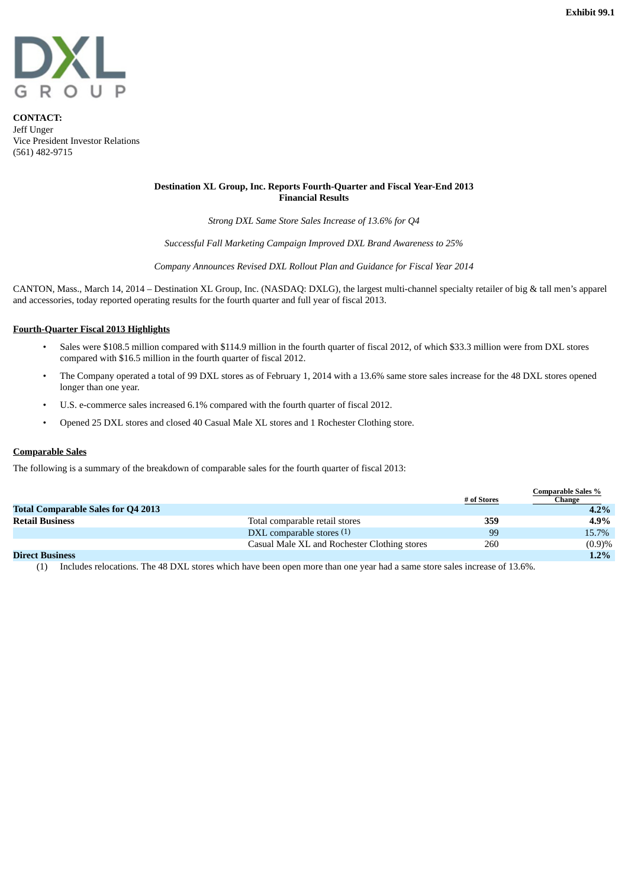Exhibit 99.1

DXL GROUP

**CONTACT:**
Jeff Unger
Vice President Investor Relations
(561) 482-9715

**Destination XL Group, Inc. Reports Fourth-Quarter and Fiscal Year-End 2013 Financial Results**

*Strong DXL Same Store Sales Increase of 13.6% for Q4*

*Successful Fall Marketing Campaign Improved DXL Brand Awareness to 25%*

*Company Announces Revised DXL Rollout Plan and Guidance for Fiscal Year 2014*

CANTON, Mass., March 14, 2014 – Destination XL Group, Inc. (NASDAQ: DXLG), the largest multi-channel specialty retailer of big & tall men's apparel and accessories, today reported operating results for the fourth quarter and full year of fiscal 2013.

**Fourth-Quarter Fiscal 2013 Highlights**

- Sales were $108.5 million compared with $114.9 million in the fourth quarter of fiscal 2012, of which $33.3 million were from DXL stores compared with $16.5 million in the fourth quarter of fiscal 2012.
- The Company operated a total of 99 DXL stores as of February 1, 2014 with a 13.6% same store sales increase for the 48 DXL stores opened longer than one year.
- U.S. e-commerce sales increased 6.1% compared with the fourth quarter of fiscal 2012.
- Opened 25 DXL stores and closed 40 Casual Male XL stores and 1 Rochester Clothing store.

**Comparable Sales**

The following is a summary of the breakdown of comparable sales for the fourth quarter of fiscal 2013:

| | | # of Stores | Comparable Sales % Change |
|---|---|---|---|
| **Total Comparable Sales for Q4 2013** | | | **4.2%** |
| **Retail Business** | Total comparable retail stores | **359** | **4.9%** |
| | DXL comparable stores (1) | 99 | 15.7% |
| | Casual Male XL and Rochester Clothing stores | 260 | (0.9)% |
| **Direct Business** | | | **1.2%** |

(1) Includes relocations. The 48 DXL stores which have been open more than one year had a same store sales increase of 13.6%.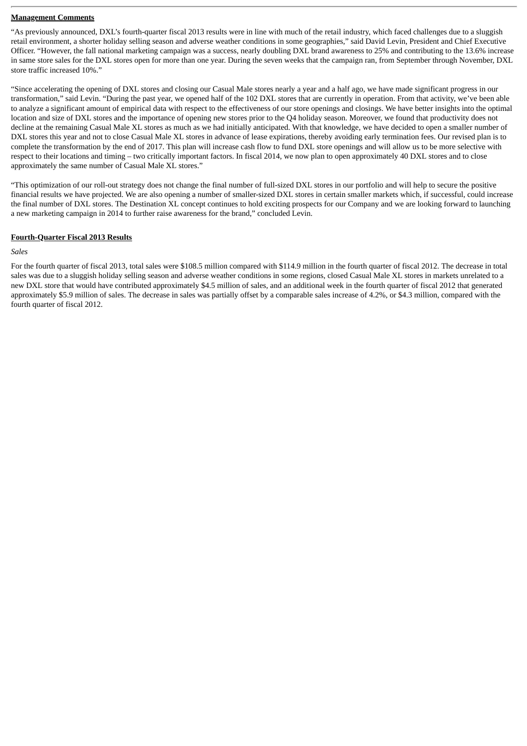**Management Comments**

"As previously announced, DXL's fourth-quarter fiscal 2013 results were in line with much of the retail industry, which faced challenges due to a sluggish retail environment, a shorter holiday selling season and adverse weather conditions in some geographies," said David Levin, President and Chief Executive Officer. "However, the fall national marketing campaign was a success, nearly doubling DXL brand awareness to 25% and contributing to the 13.6% increase in same store sales for the DXL stores open for more than one year. During the seven weeks that the campaign ran, from September through November, DXL store traffic increased 10%."

"Since accelerating the opening of DXL stores and closing our Casual Male stores nearly a year and a half ago, we have made significant progress in our transformation," said Levin. "During the past year, we opened half of the 102 DXL stores that are currently in operation. From that activity, we've been able to analyze a significant amount of empirical data with respect to the effectiveness of our store openings and closings. We have better insights into the optimal location and size of DXL stores and the importance of opening new stores prior to the Q4 holiday season. Moreover, we found that productivity does not decline at the remaining Casual Male XL stores as much as we had initially anticipated. With that knowledge, we have decided to open a smaller number of DXL stores this year and not to close Casual Male XL stores in advance of lease expirations, thereby avoiding early termination fees. Our revised plan is to complete the transformation by the end of 2017. This plan will increase cash flow to fund DXL store openings and will allow us to be more selective with respect to their locations and timing – two critically important factors. In fiscal 2014, we now plan to open approximately 40 DXL stores and to close approximately the same number of Casual Male XL stores."

"This optimization of our roll-out strategy does not change the final number of full-sized DXL stores in our portfolio and will help to secure the positive financial results we have projected. We are also opening a number of smaller-sized DXL stores in certain smaller markets which, if successful, could increase the final number of DXL stores. The Destination XL concept continues to hold exciting prospects for our Company and we are looking forward to launching a new marketing campaign in 2014 to further raise awareness for the brand," concluded Levin.

**Fourth-Quarter Fiscal 2013 Results**

*Sales*

For the fourth quarter of fiscal 2013, total sales were $108.5 million compared with $114.9 million in the fourth quarter of fiscal 2012. The decrease in total sales was due to a sluggish holiday selling season and adverse weather conditions in some regions, closed Casual Male XL stores in markets unrelated to a new DXL store that would have contributed approximately $4.5 million of sales, and an additional week in the fourth quarter of fiscal 2012 that generated approximately $5.9 million of sales. The decrease in sales was partially offset by a comparable sales increase of 4.2%, or $4.3 million, compared with the fourth quarter of fiscal 2012.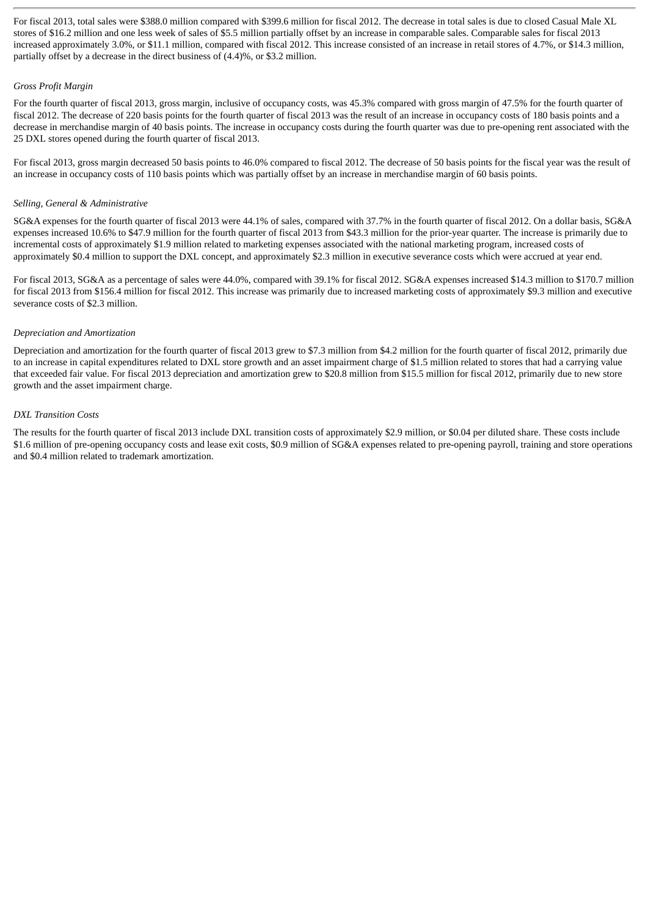For fiscal 2013, total sales were $388.0 million compared with $399.6 million for fiscal 2012. The decrease in total sales is due to closed Casual Male XL stores of $16.2 million and one less week of sales of $5.5 million partially offset by an increase in comparable sales. Comparable sales for fiscal 2013 increased approximately 3.0%, or $11.1 million, compared with fiscal 2012. This increase consisted of an increase in retail stores of 4.7%, or $14.3 million, partially offset by a decrease in the direct business of (4.4)%, or $3.2 million.

*Gross Profit Margin*

For the fourth quarter of fiscal 2013, gross margin, inclusive of occupancy costs, was 45.3% compared with gross margin of 47.5% for the fourth quarter of fiscal 2012. The decrease of 220 basis points for the fourth quarter of fiscal 2013 was the result of an increase in occupancy costs of 180 basis points and a decrease in merchandise margin of 40 basis points. The increase in occupancy costs during the fourth quarter was due to pre-opening rent associated with the 25 DXL stores opened during the fourth quarter of fiscal 2013.

For fiscal 2013, gross margin decreased 50 basis points to 46.0% compared to fiscal 2012. The decrease of 50 basis points for the fiscal year was the result of an increase in occupancy costs of 110 basis points which was partially offset by an increase in merchandise margin of 60 basis points.

*Selling, General & Administrative*

SG&A expenses for the fourth quarter of fiscal 2013 were 44.1% of sales, compared with 37.7% in the fourth quarter of fiscal 2012. On a dollar basis, SG&A expenses increased 10.6% to $47.9 million for the fourth quarter of fiscal 2013 from $43.3 million for the prior-year quarter. The increase is primarily due to incremental costs of approximately $1.9 million related to marketing expenses associated with the national marketing program, increased costs of approximately $0.4 million to support the DXL concept, and approximately $2.3 million in executive severance costs which were accrued at year end.

For fiscal 2013, SG&A as a percentage of sales were 44.0%, compared with 39.1% for fiscal 2012. SG&A expenses increased $14.3 million to $170.7 million for fiscal 2013 from $156.4 million for fiscal 2012. This increase was primarily due to increased marketing costs of approximately $9.3 million and executive severance costs of $2.3 million.

*Depreciation and Amortization*

Depreciation and amortization for the fourth quarter of fiscal 2013 grew to $7.3 million from $4.2 million for the fourth quarter of fiscal 2012, primarily due to an increase in capital expenditures related to DXL store growth and an asset impairment charge of $1.5 million related to stores that had a carrying value that exceeded fair value. For fiscal 2013 depreciation and amortization grew to $20.8 million from $15.5 million for fiscal 2012, primarily due to new store growth and the asset impairment charge.

*DXL Transition Costs*

The results for the fourth quarter of fiscal 2013 include DXL transition costs of approximately $2.9 million, or $0.04 per diluted share. These costs include $1.6 million of pre-opening occupancy costs and lease exit costs, $0.9 million of SG&A expenses related to pre-opening payroll, training and store operations and $0.4 million related to trademark amortization.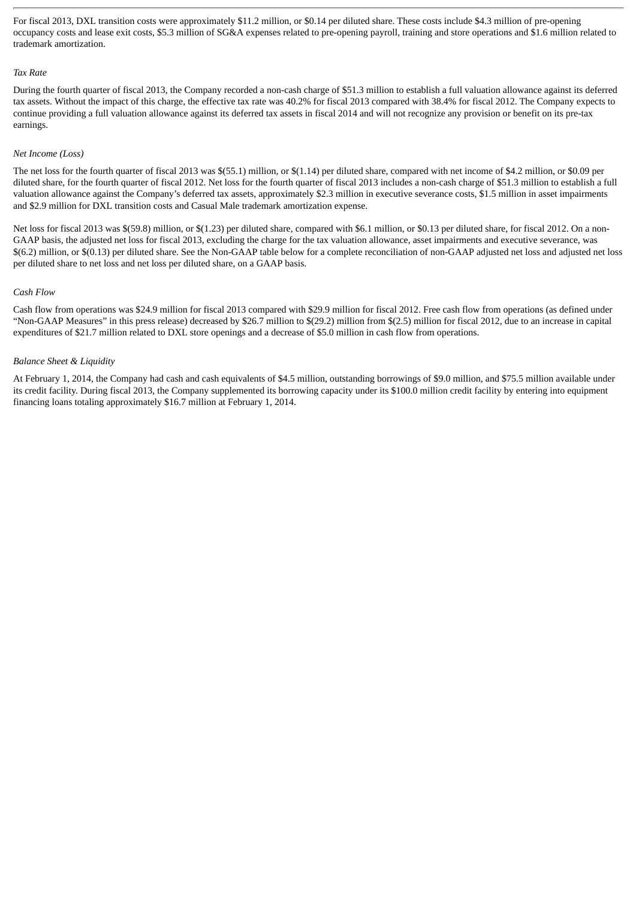For fiscal 2013, DXL transition costs were approximately $11.2 million, or $0.14 per diluted share. These costs include $4.3 million of pre-opening occupancy costs and lease exit costs, $5.3 million of SG&A expenses related to pre-opening payroll, training and store operations and $1.6 million related to trademark amortization.

*Tax Rate*

During the fourth quarter of fiscal 2013, the Company recorded a non-cash charge of $51.3 million to establish a full valuation allowance against its deferred tax assets. Without the impact of this charge, the effective tax rate was 40.2% for fiscal 2013 compared with 38.4% for fiscal 2012. The Company expects to continue providing a full valuation allowance against its deferred tax assets in fiscal 2014 and will not recognize any provision or benefit on its pre-tax earnings.

*Net Income (Loss)*

The net loss for the fourth quarter of fiscal 2013 was $(55.1) million, or $(1.14) per diluted share, compared with net income of $4.2 million, or $0.09 per diluted share, for the fourth quarter of fiscal 2012. Net loss for the fourth quarter of fiscal 2013 includes a non-cash charge of $51.3 million to establish a full valuation allowance against the Company's deferred tax assets, approximately $2.3 million in executive severance costs, $1.5 million in asset impairments and $2.9 million for DXL transition costs and Casual Male trademark amortization expense.

Net loss for fiscal 2013 was $(59.8) million, or $(1.23) per diluted share, compared with $6.1 million, or $0.13 per diluted share, for fiscal 2012. On a non-GAAP basis, the adjusted net loss for fiscal 2013, excluding the charge for the tax valuation allowance, asset impairments and executive severance, was $(6.2) million, or $(0.13) per diluted share. See the Non-GAAP table below for a complete reconciliation of non-GAAP adjusted net loss and adjusted net loss per diluted share to net loss and net loss per diluted share, on a GAAP basis.

*Cash Flow*

Cash flow from operations was $24.9 million for fiscal 2013 compared with $29.9 million for fiscal 2012. Free cash flow from operations (as defined under "Non-GAAP Measures" in this press release) decreased by $26.7 million to $(29.2) million from $(2.5) million for fiscal 2012, due to an increase in capital expenditures of $21.7 million related to DXL store openings and a decrease of $5.0 million in cash flow from operations.

*Balance Sheet & Liquidity*

At February 1, 2014, the Company had cash and cash equivalents of $4.5 million, outstanding borrowings of $9.0 million, and $75.5 million available under its credit facility. During fiscal 2013, the Company supplemented its borrowing capacity under its $100.0 million credit facility by entering into equipment financing loans totaling approximately $16.7 million at February 1, 2014.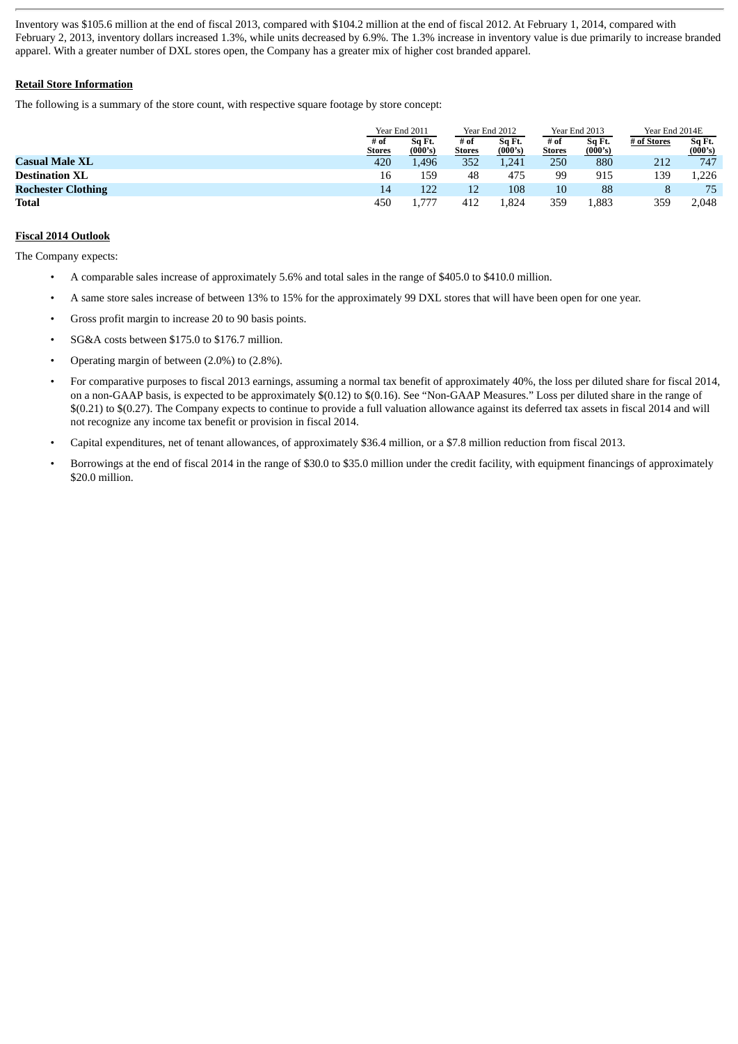Inventory was $105.6 million at the end of fiscal 2013, compared with $104.2 million at the end of fiscal 2012. At February 1, 2014, compared with February 2, 2013, inventory dollars increased 1.3%, while units decreased by 6.9%. The 1.3% increase in inventory value is due primarily to increase branded apparel. With a greater number of DXL stores open, the Company has a greater mix of higher cost branded apparel.

**Retail Store Information**

The following is a summary of the store count, with respective square footage by store concept:

| | Year End 2011 | | Year End 2012 | | Year End 2013 | | Year End 2014E | |
|---|---|---|---|---|---|---|---|---|
| | # of Stores | Sq Ft. (000's) | # of Stores | Sq Ft. (000's) | # of Stores | Sq Ft. (000's) | # of Stores | Sq Ft. (000's) |
| **Casual Male XL** | 420 | 1,496 | 352 | 1,241 | 250 | 880 | 212 | 747 |
| **Destination XL** | 16 | 159 | 48 | 475 | 99 | 915 | 139 | 1,226 |
| **Rochester Clothing** | 14 | 122 | 12 | 108 | 10 | 88 | 8 | 75 |
| **Total** | 450 | 1,777 | 412 | 1,824 | 359 | 1,883 | 359 | 2,048 |

**Fiscal 2014 Outlook**

The Company expects:

- A comparable sales increase of approximately 5.6% and total sales in the range of $405.0 to $410.0 million.
- A same store sales increase of between 13% to 15% for the approximately 99 DXL stores that will have been open for one year.
- Gross profit margin to increase 20 to 90 basis points.
- SG&A costs between $175.0 to $176.7 million.
- Operating margin of between (2.0%) to (2.8%).
- For comparative purposes to fiscal 2013 earnings, assuming a normal tax benefit of approximately 40%, the loss per diluted share for fiscal 2014, on a non-GAAP basis, is expected to be approximately $(0.12) to $(0.16). See "Non-GAAP Measures." Loss per diluted share in the range of $(0.21) to $(0.27). The Company expects to continue to provide a full valuation allowance against its deferred tax assets in fiscal 2014 and will not recognize any income tax benefit or provision in fiscal 2014.
- Capital expenditures, net of tenant allowances, of approximately $36.4 million, or a $7.8 million reduction from fiscal 2013.
- Borrowings at the end of fiscal 2014 in the range of $30.0 to $35.0 million under the credit facility, with equipment financings of approximately $20.0 million.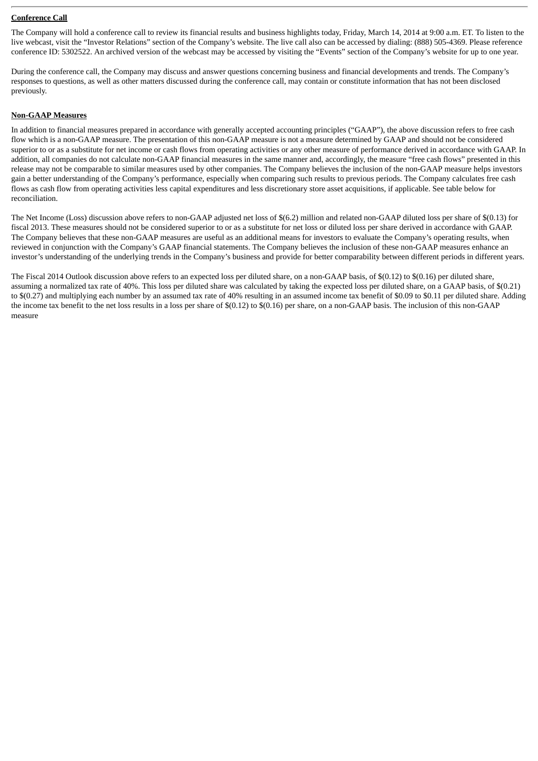## Conference Call

The Company will hold a conference call to review its financial results and business highlights today, Friday, March 14, 2014 at 9:00 a.m. ET. To listen to the live webcast, visit the "Investor Relations" section of the Company's website. The live call also can be accessed by dialing: (888) 505-4369. Please reference conference ID: 5302522. An archived version of the webcast may be accessed by visiting the "Events" section of the Company's website for up to one year.

During the conference call, the Company may discuss and answer questions concerning business and financial developments and trends. The Company's responses to questions, as well as other matters discussed during the conference call, may contain or constitute information that has not been disclosed previously.

## Non-GAAP Measures

In addition to financial measures prepared in accordance with generally accepted accounting principles ("GAAP"), the above discussion refers to free cash flow which is a non-GAAP measure. The presentation of this non-GAAP measure is not a measure determined by GAAP and should not be considered superior to or as a substitute for net income or cash flows from operating activities or any other measure of performance derived in accordance with GAAP. In addition, all companies do not calculate non-GAAP financial measures in the same manner and, accordingly, the measure "free cash flows" presented in this release may not be comparable to similar measures used by other companies. The Company believes the inclusion of the non-GAAP measure helps investors gain a better understanding of the Company's performance, especially when comparing such results to previous periods. The Company calculates free cash flows as cash flow from operating activities less capital expenditures and less discretionary store asset acquisitions, if applicable. See table below for reconciliation.

The Net Income (Loss) discussion above refers to non-GAAP adjusted net loss of $(6.2) million and related non-GAAP diluted loss per share of $(0.13) for fiscal 2013. These measures should not be considered superior to or as a substitute for net loss or diluted loss per share derived in accordance with GAAP. The Company believes that these non-GAAP measures are useful as an additional means for investors to evaluate the Company's operating results, when reviewed in conjunction with the Company's GAAP financial statements. The Company believes the inclusion of these non-GAAP measures enhance an investor's understanding of the underlying trends in the Company's business and provide for better comparability between different periods in different years.

The Fiscal 2014 Outlook discussion above refers to an expected loss per diluted share, on a non-GAAP basis, of $(0.12) to $(0.16) per diluted share, assuming a normalized tax rate of 40%. This loss per diluted share was calculated by taking the expected loss per diluted share, on a GAAP basis, of $(0.21) to $(0.27) and multiplying each number by an assumed tax rate of 40% resulting in an assumed income tax benefit of $0.09 to $0.11 per diluted share. Adding the income tax benefit to the net loss results in a loss per share of $(0.12) to $(0.16) per share, on a non-GAAP basis. The inclusion of this non-GAAP measure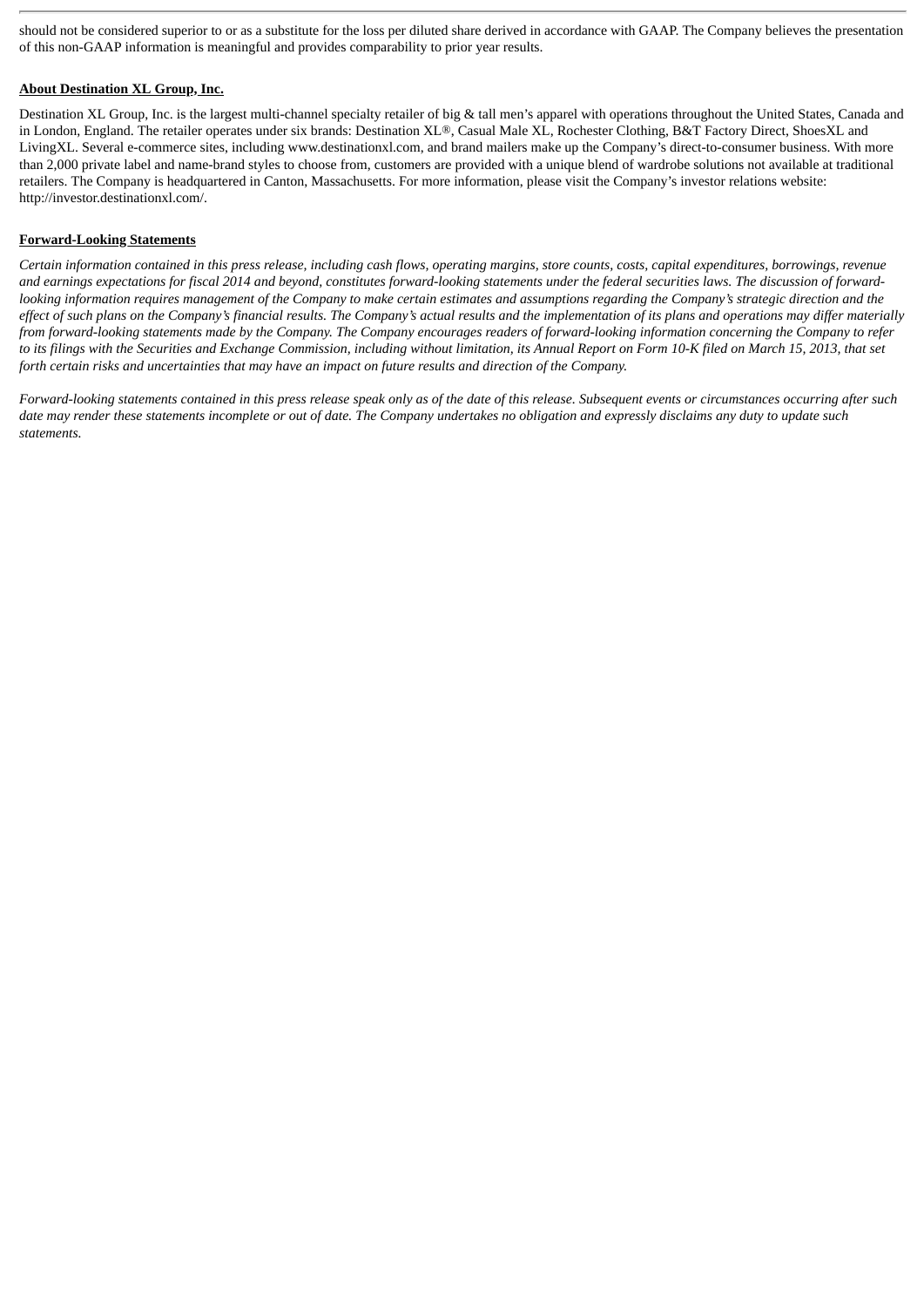should not be considered superior to or as a substitute for the loss per diluted share derived in accordance with GAAP. The Company believes the presentation of this non-GAAP information is meaningful and provides comparability to prior year results.

**About Destination XL Group, Inc.**

Destination XL Group, Inc. is the largest multi-channel specialty retailer of big & tall men's apparel with operations throughout the United States, Canada and in London, England. The retailer operates under six brands: Destination XL®, Casual Male XL, Rochester Clothing, B&T Factory Direct, ShoesXL and LivingXL. Several e-commerce sites, including www.destinationxl.com, and brand mailers make up the Company's direct-to-consumer business. With more than 2,000 private label and name-brand styles to choose from, customers are provided with a unique blend of wardrobe solutions not available at traditional retailers. The Company is headquartered in Canton, Massachusetts. For more information, please visit the Company's investor relations website: http://investor.destinationxl.com/.

**Forward-Looking Statements**

*Certain information contained in this press release, including cash flows, operating margins, store counts, costs, capital expenditures, borrowings, revenue and earnings expectations for fiscal 2014 and beyond, constitutes forward-looking statements under the federal securities laws. The discussion of forward-looking information requires management of the Company to make certain estimates and assumptions regarding the Company's strategic direction and the effect of such plans on the Company's financial results. The Company's actual results and the implementation of its plans and operations may differ materially from forward-looking statements made by the Company. The Company encourages readers of forward-looking information concerning the Company to refer to its filings with the Securities and Exchange Commission, including without limitation, its Annual Report on Form 10-K filed on March 15, 2013, that set forth certain risks and uncertainties that may have an impact on future results and direction of the Company.*

*Forward-looking statements contained in this press release speak only as of the date of this release. Subsequent events or circumstances occurring after such date may render these statements incomplete or out of date. The Company undertakes no obligation and expressly disclaims any duty to update such statements.*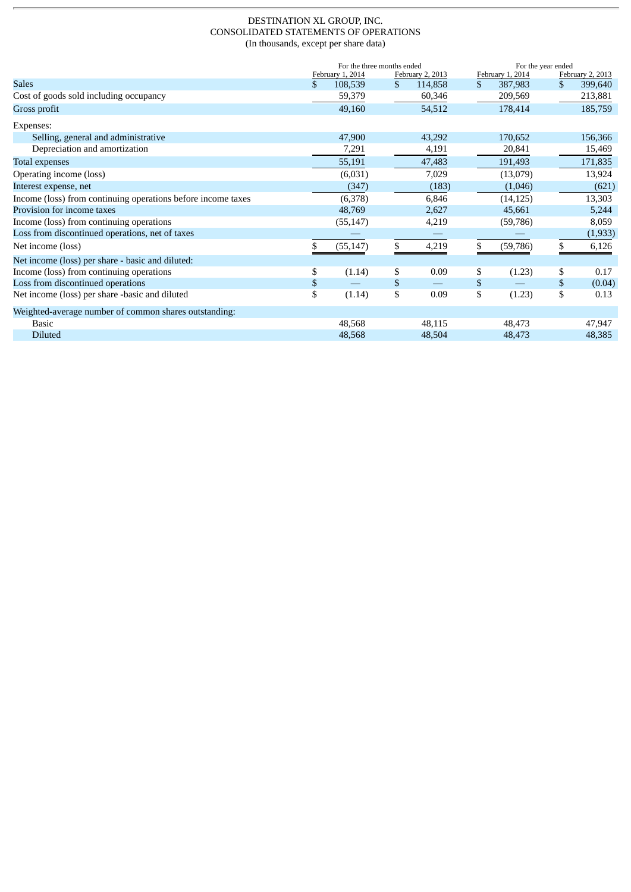DESTINATION XL GROUP, INC.
CONSOLIDATED STATEMENTS OF OPERATIONS
(In thousands, except per share data)

| | For the three months ended | | For the year ended | |
|---|---|---|---|---|
| | February 1, 2014 | February 2, 2013 | February 1, 2014 | February 2, 2013 |
| Sales | $ 108,539 | $ 114,858 | $ 387,983 | $ 399,640 |
| Cost of goods sold including occupancy | 59,379 | 60,346 | 209,569 | 213,881 |
| Gross profit | 49,160 | 54,512 | 178,414 | 185,759 |
| Expenses: | | | | |
| Selling, general and administrative | 47,900 | 43,292 | 170,652 | 156,366 |
| Depreciation and amortization | 7,291 | 4,191 | 20,841 | 15,469 |
| Total expenses | 55,191 | 47,483 | 191,493 | 171,835 |
| Operating income (loss) | (6,031) | 7,029 | (13,079) | 13,924 |
| Interest expense, net | (347) | (183) | (1,046) | (621) |
| Income (loss) from continuing operations before income taxes | (6,378) | 6,846 | (14,125) | 13,303 |
| Provision for income taxes | 48,769 | 2,627 | 45,661 | 5,244 |
| Income (loss) from continuing operations | (55,147) | 4,219 | (59,786) | 8,059 |
| Loss from discontinued operations, net of taxes | — | — | — | (1,933) |
| Net income (loss) | $ (55,147) | $ 4,219 | $ (59,786) | $ 6,126 |
| Net income (loss) per share - basic and diluted: | | | | |
| Income (loss) from continuing operations | $ (1.14) | $ 0.09 | $ (1.23) | $ 0.17 |
| Loss from discontinued operations | $ — | $ — | $ — | $ (0.04) |
| Net income (loss) per share -basic and diluted | $ (1.14) | $ 0.09 | $ (1.23) | $ 0.13 |
| Weighted-average number of common shares outstanding: | | | | |
| Basic | 48,568 | 48,115 | 48,473 | 47,947 |
| Diluted | 48,568 | 48,504 | 48,473 | 48,385 |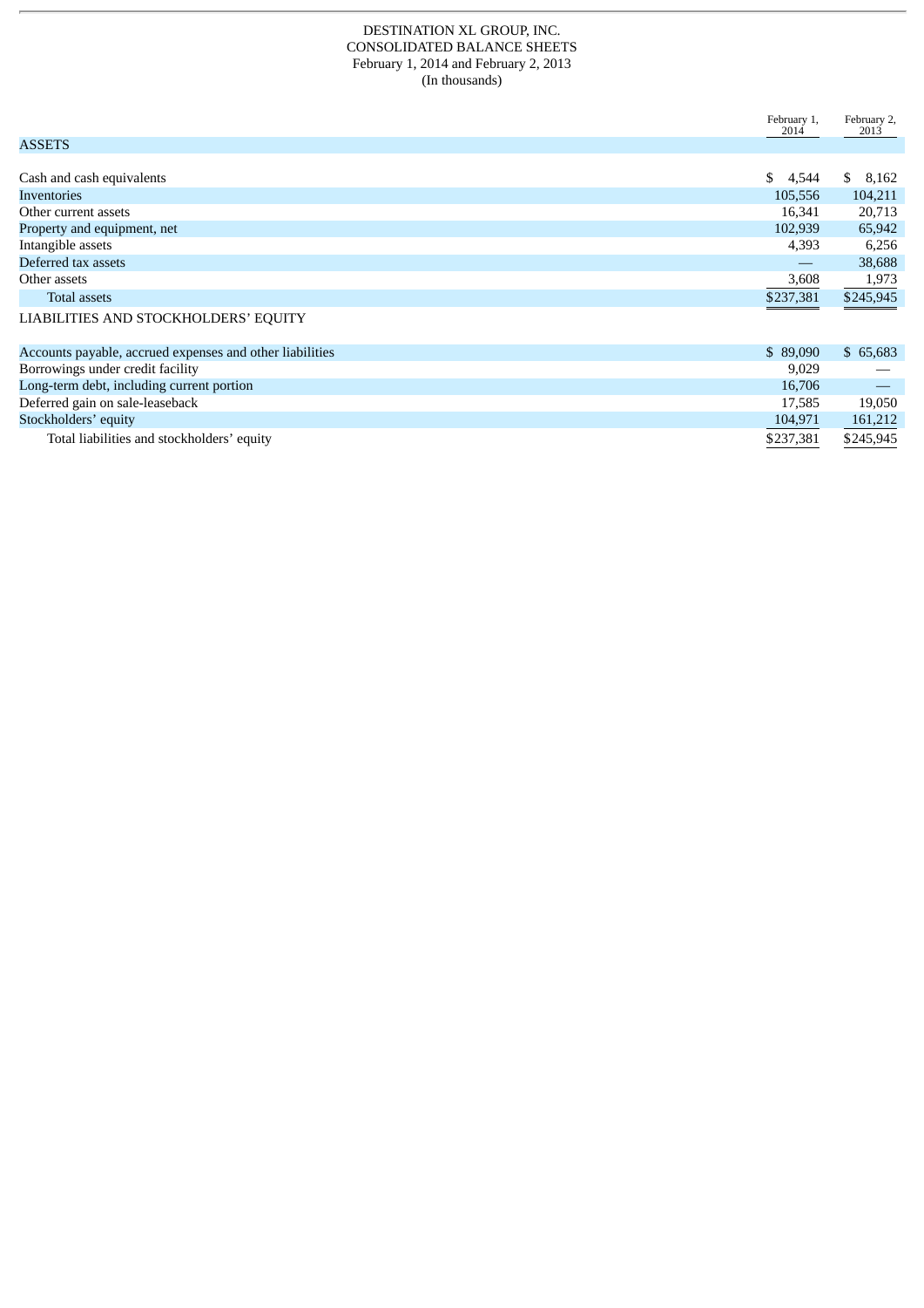DESTINATION XL GROUP, INC.
CONSOLIDATED BALANCE SHEETS
February 1, 2014 and February 2, 2013
(In thousands)

| | February 1, 2014 | February 2, 2013 |
|---|---|---|
| ASSETS | | |
| Cash and cash equivalents | $ 4,544 | $ 8,162 |
| Inventories | 105,556 | 104,211 |
| Other current assets | 16,341 | 20,713 |
| Property and equipment, net | 102,939 | 65,942 |
| Intangible assets | 4,393 | 6,256 |
| Deferred tax assets | — | 38,688 |
| Other assets | 3,608 | 1,973 |
| Total assets | $237,381 | $245,945 |
| LIABILITIES AND STOCKHOLDERS' EQUITY | | |
| Accounts payable, accrued expenses and other liabilities | $ 89,090 | $ 65,683 |
| Borrowings under credit facility | 9,029 | — |
| Long-term debt, including current portion | 16,706 | — |
| Deferred gain on sale-leaseback | 17,585 | 19,050 |
| Stockholders' equity | 104,971 | 161,212 |
| Total liabilities and stockholders' equity | $237,381 | $245,945 |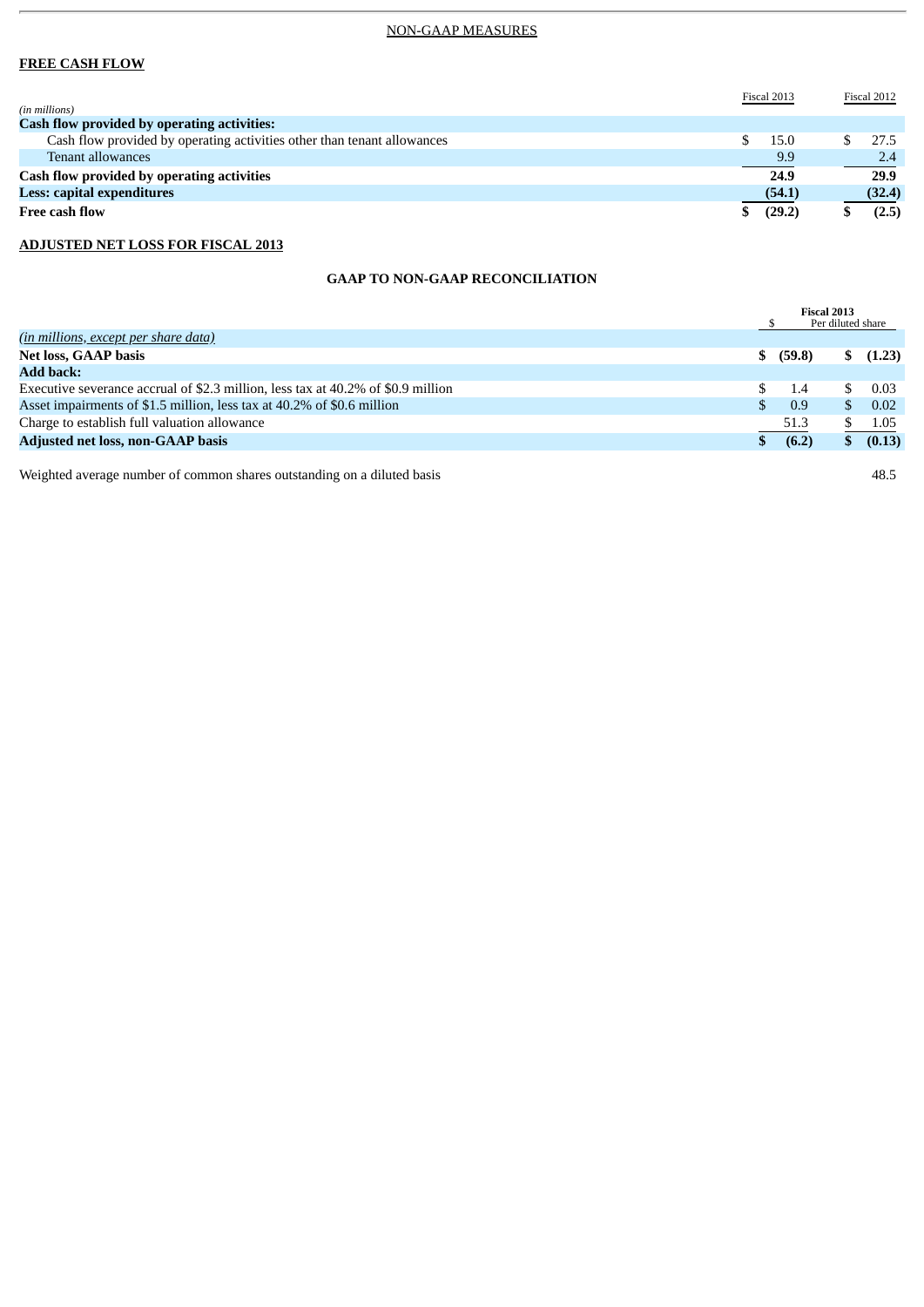## NON-GAAP MEASURES

### FREE CASH FLOW

| (in millions) | Fiscal 2013 | Fiscal 2012 |
|---|---|---|
| **Cash flow provided by operating activities:** | | |
| Cash flow provided by operating activities other than tenant allowances | $ 15.0 | $ 27.5 |
| Tenant allowances | 9.9 | 2.4 |
| **Cash flow provided by operating activities** | **24.9** | **29.9** |
| **Less: capital expenditures** | **(54.1)** | **(32.4)** |
| **Free cash flow** | **$ (29.2)** | **$ (2.5)** |

### ADJUSTED NET LOSS FOR FISCAL 2013

#### GAAP TO NON-GAAP RECONCILIATION

| | Fiscal 2013 | |
|---|---|---|
| *(in millions, except per share data)* | $ | Per diluted share |
| **Net loss, GAAP basis** | **$ (59.8)** | **$ (1.23)** |
| **Add back:** | | |
| Executive severance accrual of $2.3 million, less tax at 40.2% of $0.9 million | $ 1.4 | $ 0.03 |
| Asset impairments of $1.5 million, less tax at 40.2% of $0.6 million | $ 0.9 | $ 0.02 |
| Charge to establish full valuation allowance | 51.3 | $ 1.05 |
| **Adjusted net loss, non-GAAP basis** | **$ (6.2)** | **$ (0.13)** |
| | | |
| Weighted average number of common shares outstanding on a diluted basis | | 48.5 |